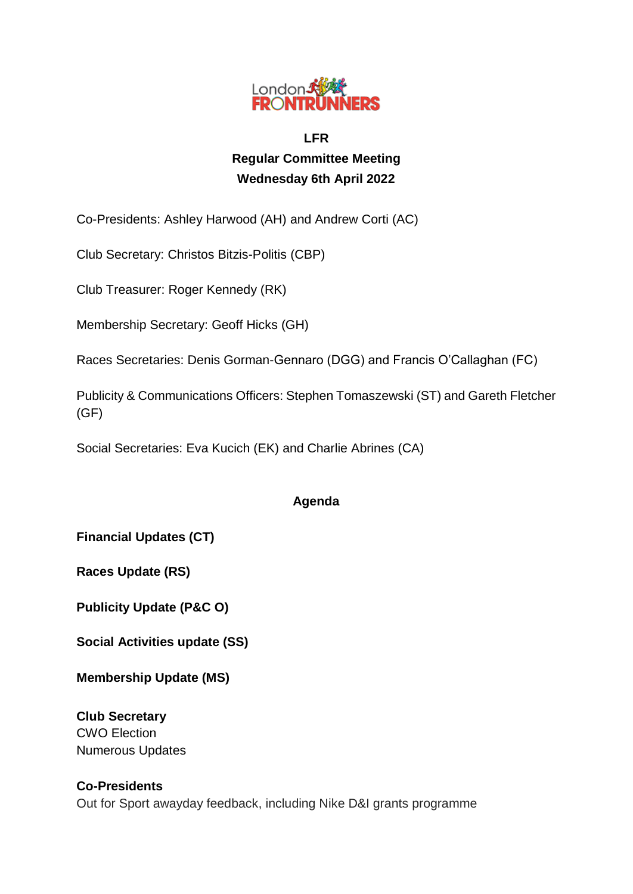# LFR

## Regular Committee Meeting

## Wednesday 6th April 2022

Co-Presidents: Ashley Harwood (AH) and Andrew Corti (AC)

Club Secretary: Christos Bitzis-Politis (CBP)

Club Treasurer: Roger Kennedy (RK)

Membership Secretary: Geoff Hicks (GH)

Races Secretaries: Denis Gorman-Gennaro (DGG) and Francis O'Callaghan (FC)

Publicity & Communications Officers: Stephen Tomaszewski (ST) and Gareth Fletcher (GF)

Social Secretaries: Eva Kucich (EK) and Charlie Abrines (CA)

## Agenda

**Financial Updates (CT)**

**Races Update (RS)**

**Publicity Update (P&C O)**

**Social Activities update (SS)**

**Membership Update (MS)**

**Club Secretary**
CWO Election
Numerous Updates

**Co-Presidents**
Out for Sport awayday feedback, including Nike D&I grants programme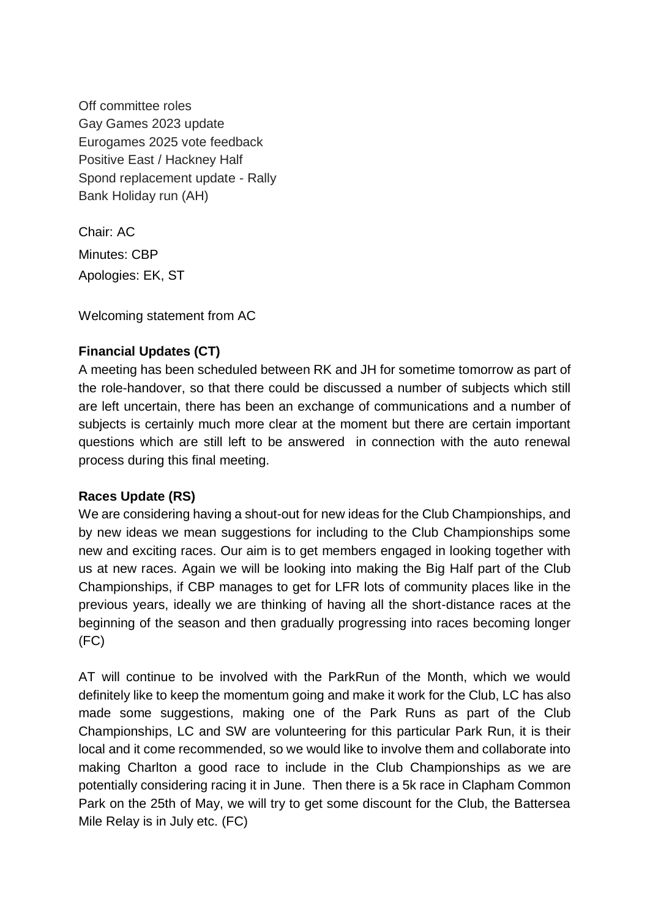Off committee roles
Gay Games 2023 update
Eurogames 2025 vote feedback
Positive East / Hackney Half
Spond replacement update - Rally
Bank Holiday run (AH)

Chair: AC
Minutes: CBP
Apologies: EK, ST

Welcoming statement from AC

**Financial Updates (CT)**

A meeting has been scheduled between RK and JH for sometime tomorrow as part of the role-handover, so that there could be discussed a number of subjects which still are left uncertain, there has been an exchange of communications and a number of subjects is certainly much more clear at the moment but there are certain important questions which are still left to be answered in connection with the auto renewal process during this final meeting.

**Races Update (RS)**

We are considering having a shout-out for new ideas for the Club Championships, and by new ideas we mean suggestions for including to the Club Championships some new and exciting races. Our aim is to get members engaged in looking together with us at new races. Again we will be looking into making the Big Half part of the Club Championships, if CBP manages to get for LFR lots of community places like in the previous years, ideally we are thinking of having all the short-distance races at the beginning of the season and then gradually progressing into races becoming longer (FC)

AT will continue to be involved with the ParkRun of the Month, which we would definitely like to keep the momentum going and make it work for the Club, LC has also made some suggestions, making one of the Park Runs as part of the Club Championships, LC and SW are volunteering for this particular Park Run, it is their local and it come recommended, so we would like to involve them and collaborate into making Charlton a good race to include in the Club Championships as we are potentially considering racing it in June. Then there is a 5k race in Clapham Common Park on the 25th of May, we will try to get some discount for the Club, the Battersea Mile Relay is in July etc. (FC)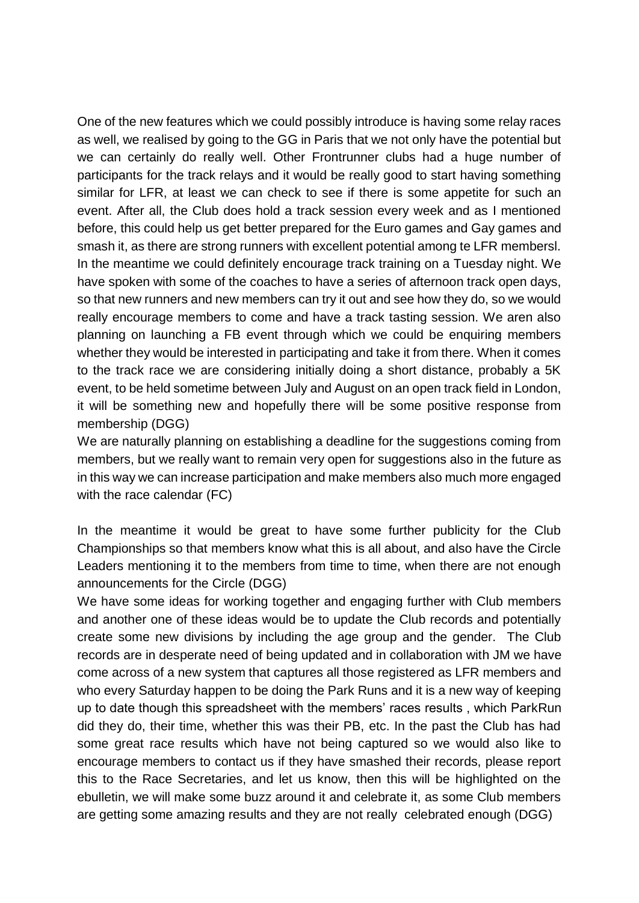One of the new features which we could possibly introduce is having some relay races as well, we realised by going to the GG in Paris that we not only have the potential but we can certainly do really well. Other Frontrunner clubs had a huge number of participants for the track relays and it would be really good to start having something similar for LFR, at least we can check to see if there is some appetite for such an event. After all, the Club does hold a track session every week and as I mentioned before, this could help us get better prepared for the Euro games and Gay games and smash it, as there are strong runners with excellent potential among te LFR membersl. In the meantime we could definitely encourage track training on a Tuesday night. We have spoken with some of the coaches to have a series of afternoon track open days, so that new runners and new members can try it out and see how they do, so we would really encourage members to come and have a track tasting session. We aren also planning on launching a FB event through which we could be enquiring members whether they would be interested in participating and take it from there. When it comes to the track race we are considering initially doing a short distance, probably a 5K event, to be held sometime between July and August on an open track field in London, it will be something new and hopefully there will be some positive response from membership (DGG)

We are naturally planning on establishing a deadline for the suggestions coming from members, but we really want to remain very open for suggestions also in the future as in this way we can increase participation and make members also much more engaged with the race calendar (FC)

In the meantime it would be great to have some further publicity for the Club Championships so that members know what this is all about, and also have the Circle Leaders mentioning it to the members from time to time, when there are not enough announcements for the Circle (DGG)

We have some ideas for working together and engaging further with Club members and another one of these ideas would be to update the Club records and potentially create some new divisions by including the age group and the gender. The Club records are in desperate need of being updated and in collaboration with JM we have come across of a new system that captures all those registered as LFR members and who every Saturday happen to be doing the Park Runs and it is a new way of keeping up to date though this spreadsheet with the members' races results , which ParkRun did they do, their time, whether this was their PB, etc. In the past the Club has had some great race results which have not being captured so we would also like to encourage members to contact us if they have smashed their records, please report this to the Race Secretaries, and let us know, then this will be highlighted on the ebulletin, we will make some buzz around it and celebrate it, as some Club members are getting some amazing results and they are not really celebrated enough (DGG)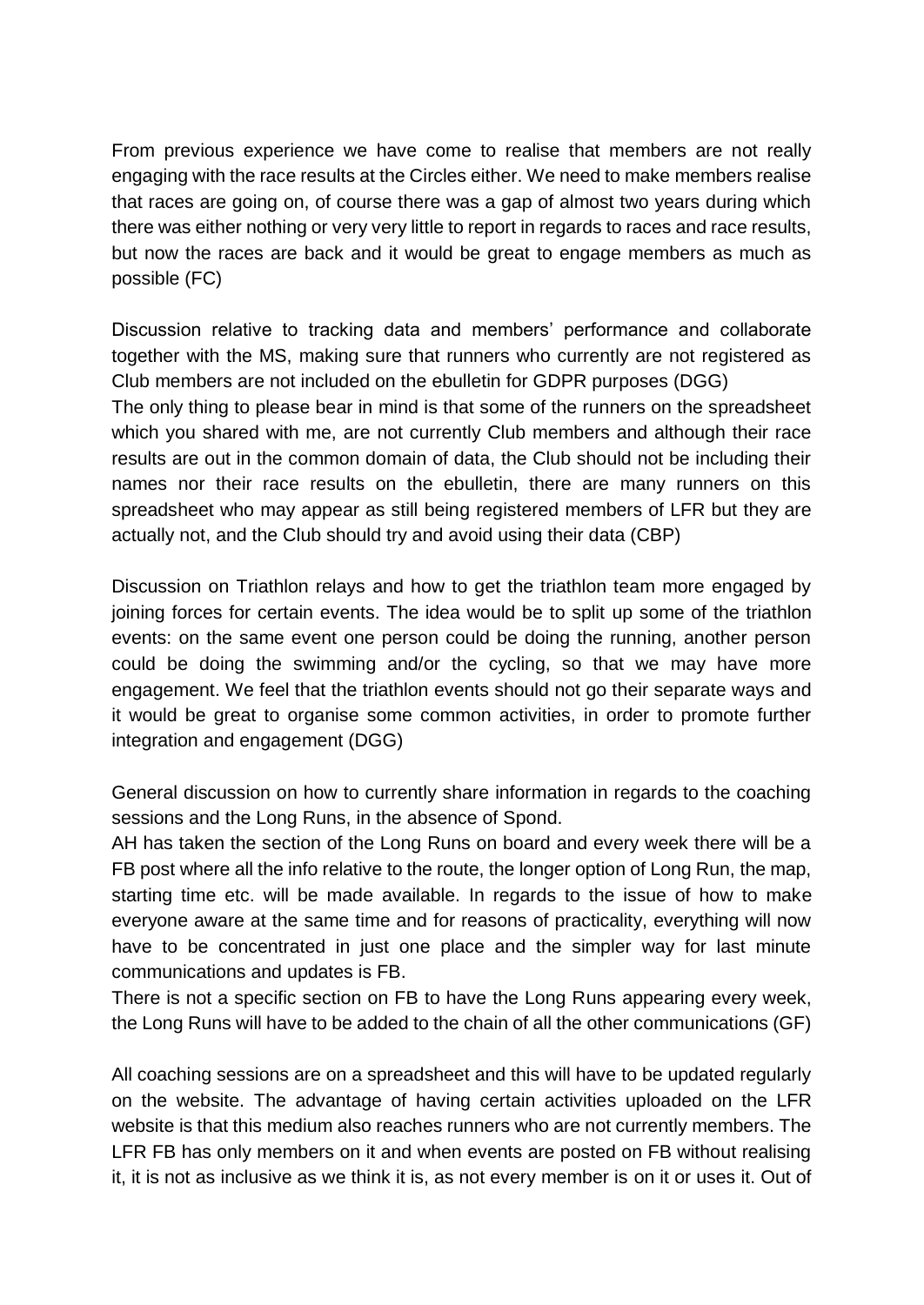From previous experience we have come to realise that members are not really engaging with the race results at the Circles either. We need to make members realise that races are going on, of course there was a gap of almost two years during which there was either nothing or very very little to report in regards to races and race results, but now the races are back and it would be great to engage members as much as possible (FC)

Discussion relative to tracking data and members' performance and collaborate together with the MS, making sure that runners who currently are not registered as Club members are not included on the ebulletin for GDPR purposes (DGG)
The only thing to please bear in mind is that some of the runners on the spreadsheet which you shared with me, are not currently Club members and although their race results are out in the common domain of data, the Club should not be including their names nor their race results on the ebulletin, there are many runners on this spreadsheet who may appear as still being registered members of LFR but they are actually not, and the Club should try and avoid using their data (CBP)

Discussion on Triathlon relays and how to get the triathlon team more engaged by joining forces for certain events. The idea would be to split up some of the triathlon events: on the same event one person could be doing the running, another person could be doing the swimming and/or the cycling, so that we may have more engagement. We feel that the triathlon events should not go their separate ways and it would be great to organise some common activities, in order to promote further integration and engagement (DGG)

General discussion on how to currently share information in regards to the coaching sessions and the Long Runs, in the absence of Spond.
AH has taken the section of the Long Runs on board and every week there will be a FB post where all the info relative to the route, the longer option of Long Run, the map, starting time etc. will be made available. In regards to the issue of how to make everyone aware at the same time and for reasons of practicality, everything will now have to be concentrated in just one place and the simpler way for last minute communications and updates is FB.
There is not a specific section on FB to have the Long Runs appearing every week, the Long Runs will have to be added to the chain of all the other communications (GF)

All coaching sessions are on a spreadsheet and this will have to be updated regularly on the website. The advantage of having certain activities uploaded on the LFR website is that this medium also reaches runners who are not currently members. The LFR FB has only members on it and when events are posted on FB without realising it, it is not as inclusive as we think it is, as not every member is on it or uses it. Out of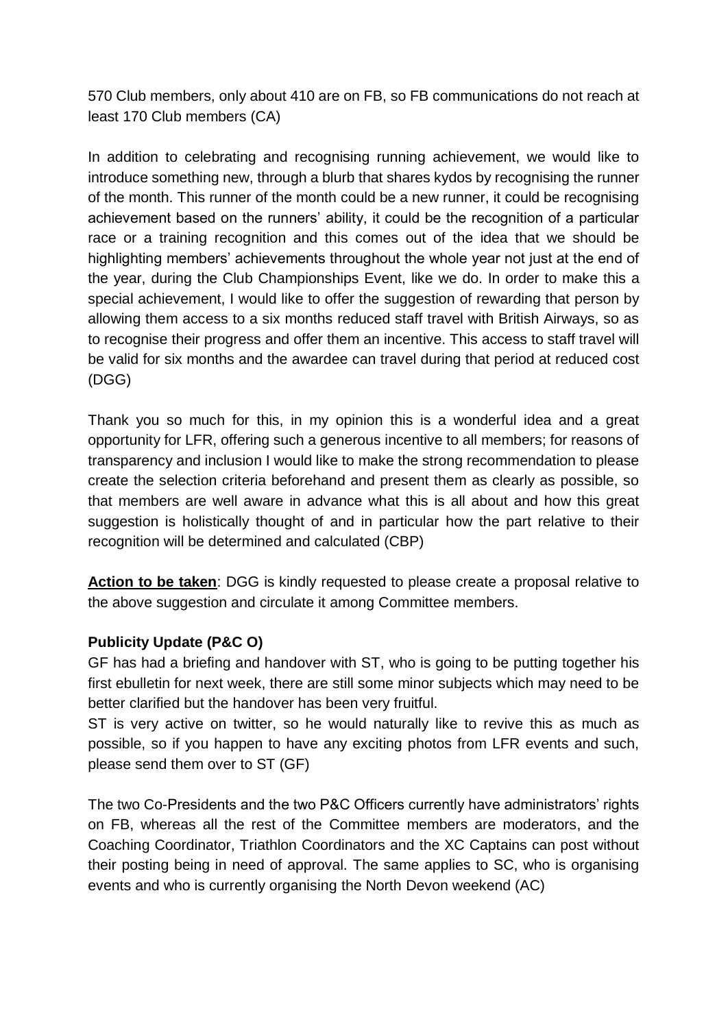570 Club members, only about 410 are on FB, so FB communications do not reach at least 170 Club members (CA)

In addition to celebrating and recognising running achievement, we would like to introduce something new, through a blurb that shares kydos by recognising the runner of the month. This runner of the month could be a new runner, it could be recognising achievement based on the runners' ability, it could be the recognition of a particular race or a training recognition and this comes out of the idea that we should be highlighting members' achievements throughout the whole year not just at the end of the year, during the Club Championships Event, like we do. In order to make this a special achievement, I would like to offer the suggestion of rewarding that person by allowing them access to a six months reduced staff travel with British Airways, so as to recognise their progress and offer them an incentive. This access to staff travel will be valid for six months and the awardee can travel during that period at reduced cost (DGG)

Thank you so much for this, in my opinion this is a wonderful idea and a great opportunity for LFR, offering such a generous incentive to all members; for reasons of transparency and inclusion I would like to make the strong recommendation to please create the selection criteria beforehand and present them as clearly as possible, so that members are well aware in advance what this is all about and how this great suggestion is holistically thought of and in particular how the part relative to their recognition will be determined and calculated (CBP)

**Action to be taken**: DGG is kindly requested to please create a proposal relative to the above suggestion and circulate it among Committee members.

**Publicity Update (P&C O)**

GF has had a briefing and handover with ST, who is going to be putting together his first ebulletin for next week, there are still some minor subjects which may need to be better clarified but the handover has been very fruitful.

ST is very active on twitter, so he would naturally like to revive this as much as possible, so if you happen to have any exciting photos from LFR events and such, please send them over to ST (GF)

The two Co-Presidents and the two P&C Officers currently have administrators' rights on FB, whereas all the rest of the Committee members are moderators, and the Coaching Coordinator, Triathlon Coordinators and the XC Captains can post without their posting being in need of approval. The same applies to SC, who is organising events and who is currently organising the North Devon weekend (AC)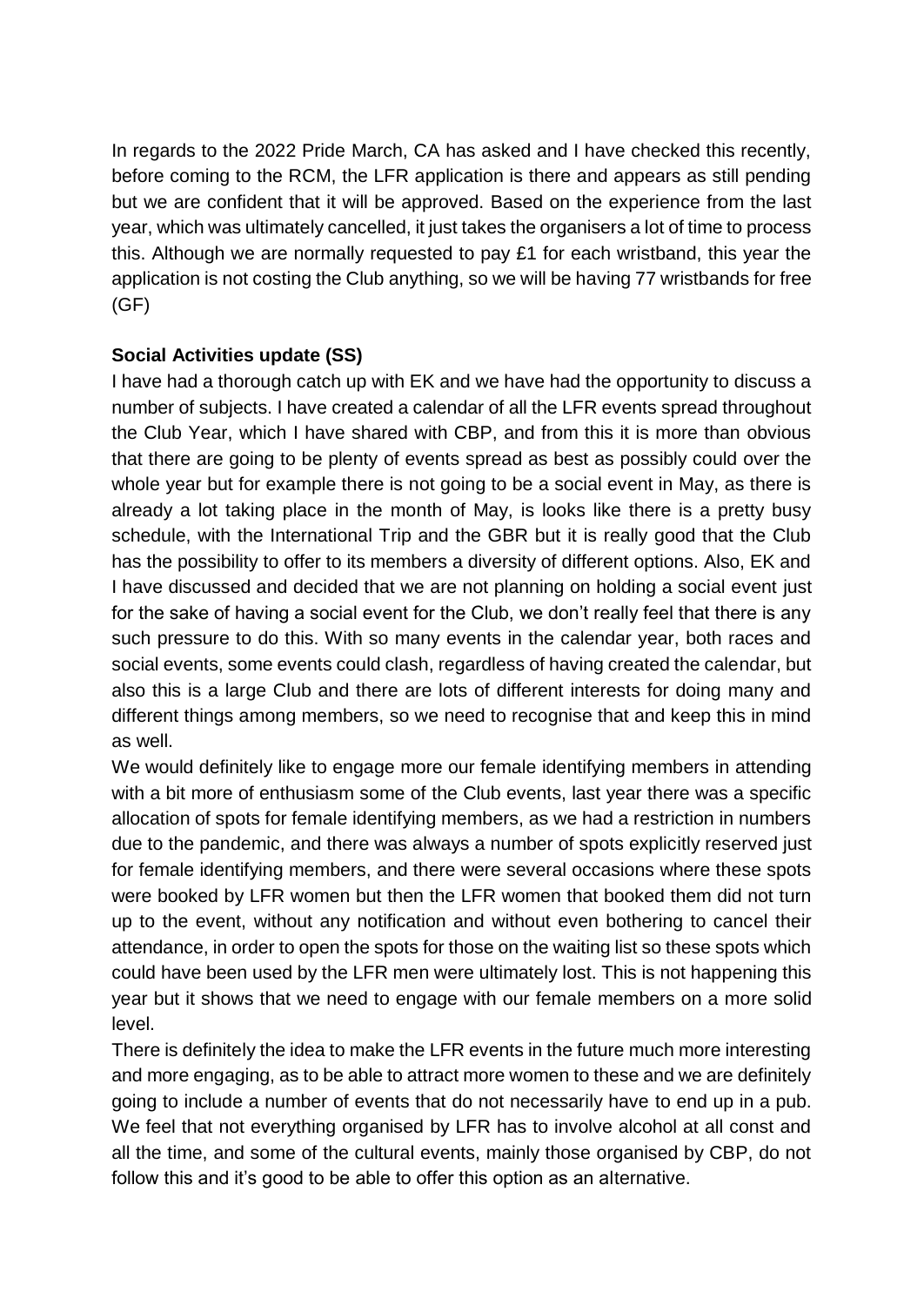In regards to the 2022 Pride March, CA has asked and I have checked this recently, before coming to the RCM, the LFR application is there and appears as still pending but we are confident that it will be approved. Based on the experience from the last year, which was ultimately cancelled, it just takes the organisers a lot of time to process this. Although we are normally requested to pay £1 for each wristband, this year the application is not costing the Club anything, so we will be having 77 wristbands for free (GF)

**Social Activities update (SS)**

I have had a thorough catch up with EK and we have had the opportunity to discuss a number of subjects. I have created a calendar of all the LFR events spread throughout the Club Year, which I have shared with CBP, and from this it is more than obvious that there are going to be plenty of events spread as best as possibly could over the whole year but for example there is not going to be a social event in May, as there is already a lot taking place in the month of May, is looks like there is a pretty busy schedule, with the International Trip and the GBR but it is really good that the Club has the possibility to offer to its members a diversity of different options. Also, EK and I have discussed and decided that we are not planning on holding a social event just for the sake of having a social event for the Club, we don't really feel that there is any such pressure to do this. With so many events in the calendar year, both races and social events, some events could clash, regardless of having created the calendar, but also this is a large Club and there are lots of different interests for doing many and different things among members, so we need to recognise that and keep this in mind as well.

We would definitely like to engage more our female identifying members in attending with a bit more of enthusiasm some of the Club events, last year there was a specific allocation of spots for female identifying members, as we had a restriction in numbers due to the pandemic, and there was always a number of spots explicitly reserved just for female identifying members, and there were several occasions where these spots were booked by LFR women but then the LFR women that booked them did not turn up to the event, without any notification and without even bothering to cancel their attendance, in order to open the spots for those on the waiting list so these spots which could have been used by the LFR men were ultimately lost. This is not happening this year but it shows that we need to engage with our female members on a more solid level.

There is definitely the idea to make the LFR events in the future much more interesting and more engaging, as to be able to attract more women to these and we are definitely going to include a number of events that do not necessarily have to end up in a pub. We feel that not everything organised by LFR has to involve alcohol at all const and all the time, and some of the cultural events, mainly those organised by CBP, do not follow this and it's good to be able to offer this option as an alternative.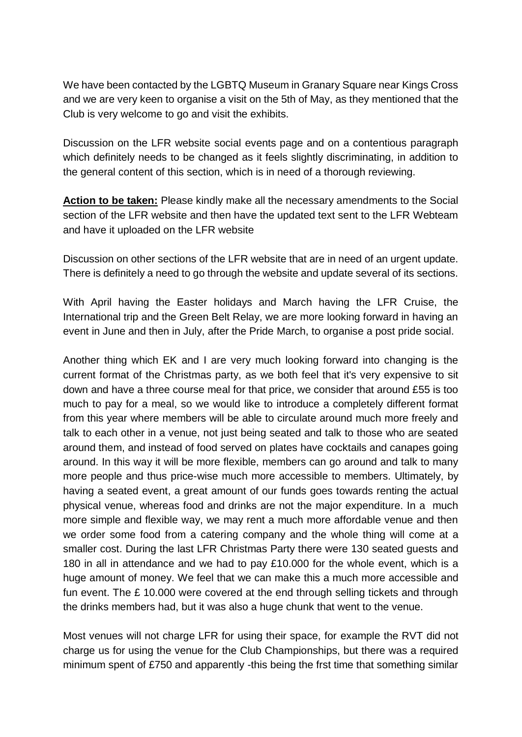We have been contacted by the LGBTQ Museum in Granary Square near Kings Cross and we are very keen to organise a visit on the 5th of May, as they mentioned that the Club is very welcome to go and visit the exhibits.

Discussion on the LFR website social events page and on a contentious paragraph which definitely needs to be changed as it feels slightly discriminating, in addition to the general content of this section, which is in need of a thorough reviewing.

**Action to be taken:** Please kindly make all the necessary amendments to the Social section of the LFR website and then have the updated text sent to the LFR Webteam and have it uploaded on the LFR website

Discussion on other sections of the LFR website that are in need of an urgent update. There is definitely a need to go through the website and update several of its sections.

With April having the Easter holidays and March having the LFR Cruise, the International trip and the Green Belt Relay, we are more looking forward in having an event in June and then in July, after the Pride March, to organise a post pride social.

Another thing which EK and I are very much looking forward into changing is the current format of the Christmas party, as we both feel that it's very expensive to sit down and have a three course meal for that price, we consider that around £55 is too much to pay for a meal, so we would like to introduce a completely different format from this year where members will be able to circulate around much more freely and talk to each other in a venue, not just being seated and talk to those who are seated around them, and instead of food served on plates have cocktails and canapes going around. In this way it will be more flexible, members can go around and talk to many more people and thus price-wise much more accessible to members. Ultimately, by having a seated event, a great amount of our funds goes towards renting the actual physical venue, whereas food and drinks are not the major expenditure. In a much more simple and flexible way, we may rent a much more affordable venue and then we order some food from a catering company and the whole thing will come at a smaller cost. During the last LFR Christmas Party there were 130 seated guests and 180 in all in attendance and we had to pay £10.000 for the whole event, which is a huge amount of money. We feel that we can make this a much more accessible and fun event. The £ 10.000 were covered at the end through selling tickets and through the drinks members had, but it was also a huge chunk that went to the venue.

Most venues will not charge LFR for using their space, for example the RVT did not charge us for using the venue for the Club Championships, but there was a required minimum spent of £750 and apparently -this being the frst time that something similar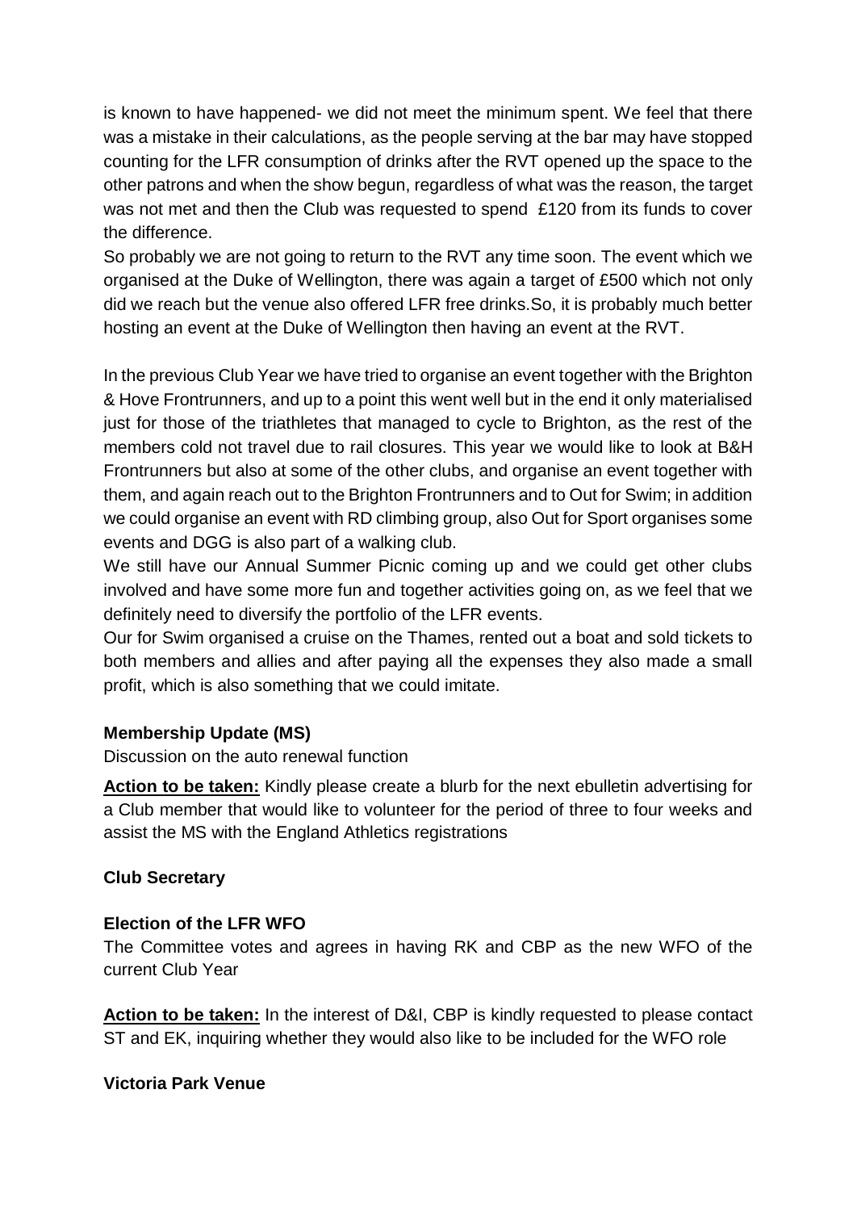is known to have happened- we did not meet the minimum spent. We feel that there was a mistake in their calculations, as the people serving at the bar may have stopped counting for the LFR consumption of drinks after the RVT opened up the space to the other patrons and when the show begun, regardless of what was the reason, the target was not met and then the Club was requested to spend £120 from its funds to cover the difference.

So probably we are not going to return to the RVT any time soon. The event which we organised at the Duke of Wellington, there was again a target of £500 which not only did we reach but the venue also offered LFR free drinks.So, it is probably much better hosting an event at the Duke of Wellington then having an event at the RVT.

In the previous Club Year we have tried to organise an event together with the Brighton & Hove Frontrunners, and up to a point this went well but in the end it only materialised just for those of the triathletes that managed to cycle to Brighton, as the rest of the members cold not travel due to rail closures. This year we would like to look at B&H Frontrunners but also at some of the other clubs, and organise an event together with them, and again reach out to the Brighton Frontrunners and to Out for Swim; in addition we could organise an event with RD climbing group, also Out for Sport organises some events and DGG is also part of a walking club.

We still have our Annual Summer Picnic coming up and we could get other clubs involved and have some more fun and together activities going on, as we feel that we definitely need to diversify the portfolio of the LFR events.

Our for Swim organised a cruise on the Thames, rented out a boat and sold tickets to both members and allies and after paying all the expenses they also made a small profit, which is also something that we could imitate.

**Membership Update (MS)**

Discussion on the auto renewal function

**<u>Action to be taken:</u>** Kindly please create a blurb for the next ebulletin advertising for a Club member that would like to volunteer for the period of three to four weeks and assist the MS with the England Athletics registrations

**Club Secretary**

**Election of the LFR WFO**

The Committee votes and agrees in having RK and CBP as the new WFO of the current Club Year

**<u>Action to be taken:</u>** In the interest of D&I, CBP is kindly requested to please contact ST and EK, inquiring whether they would also like to be included for the WFO role

**Victoria Park Venue**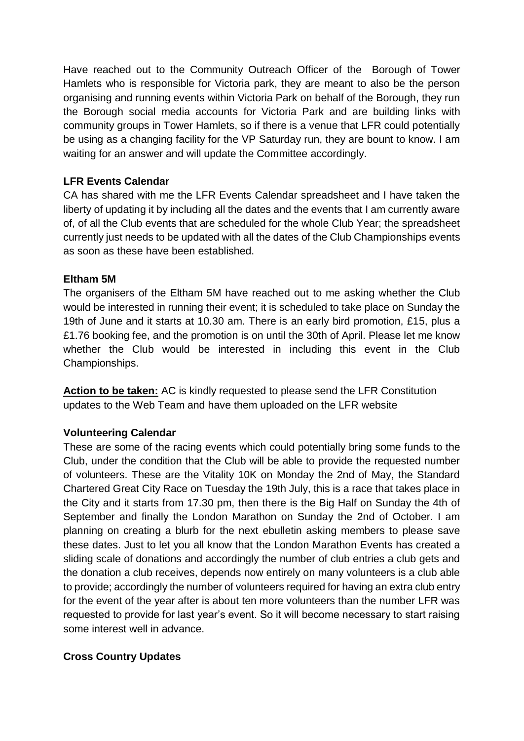Have reached out to the Community Outreach Officer of the Borough of Tower Hamlets who is responsible for Victoria park, they are meant to also be the person organising and running events within Victoria Park on behalf of the Borough, they run the Borough social media accounts for Victoria Park and are building links with community groups in Tower Hamlets, so if there is a venue that LFR could potentially be using as a changing facility for the VP Saturday run, they are bount to know. I am waiting for an answer and will update the Committee accordingly.

**LFR Events Calendar**

CA has shared with me the LFR Events Calendar spreadsheet and I have taken the liberty of updating it by including all the dates and the events that I am currently aware of, of all the Club events that are scheduled for the whole Club Year; the spreadsheet currently just needs to be updated with all the dates of the Club Championships events as soon as these have been established.

**Eltham 5M**

The organisers of the Eltham 5M have reached out to me asking whether the Club would be interested in running their event; it is scheduled to take place on Sunday the 19th of June and it starts at 10.30 am. There is an early bird promotion, £15, plus a £1.76 booking fee, and the promotion is on until the 30th of April. Please let me know whether the Club would be interested in including this event in the Club Championships.

**Action to be taken:** AC is kindly requested to please send the LFR Constitution updates to the Web Team and have them uploaded on the LFR website

**Volunteering Calendar**

These are some of the racing events which could potentially bring some funds to the Club, under the condition that the Club will be able to provide the requested number of volunteers. These are the Vitality 10K on Monday the 2nd of May, the Standard Chartered Great City Race on Tuesday the 19th July, this is a race that takes place in the City and it starts from 17.30 pm, then there is the Big Half on Sunday the 4th of September and finally the London Marathon on Sunday the 2nd of October. I am planning on creating a blurb for the next ebulletin asking members to please save these dates. Just to let you all know that the London Marathon Events has created a sliding scale of donations and accordingly the number of club entries a club gets and the donation a club receives, depends now entirely on many volunteers is a club able to provide; accordingly the number of volunteers required for having an extra club entry for the event of the year after is about ten more volunteers than the number LFR was requested to provide for last year's event. So it will become necessary to start raising some interest well in advance.

**Cross Country Updates**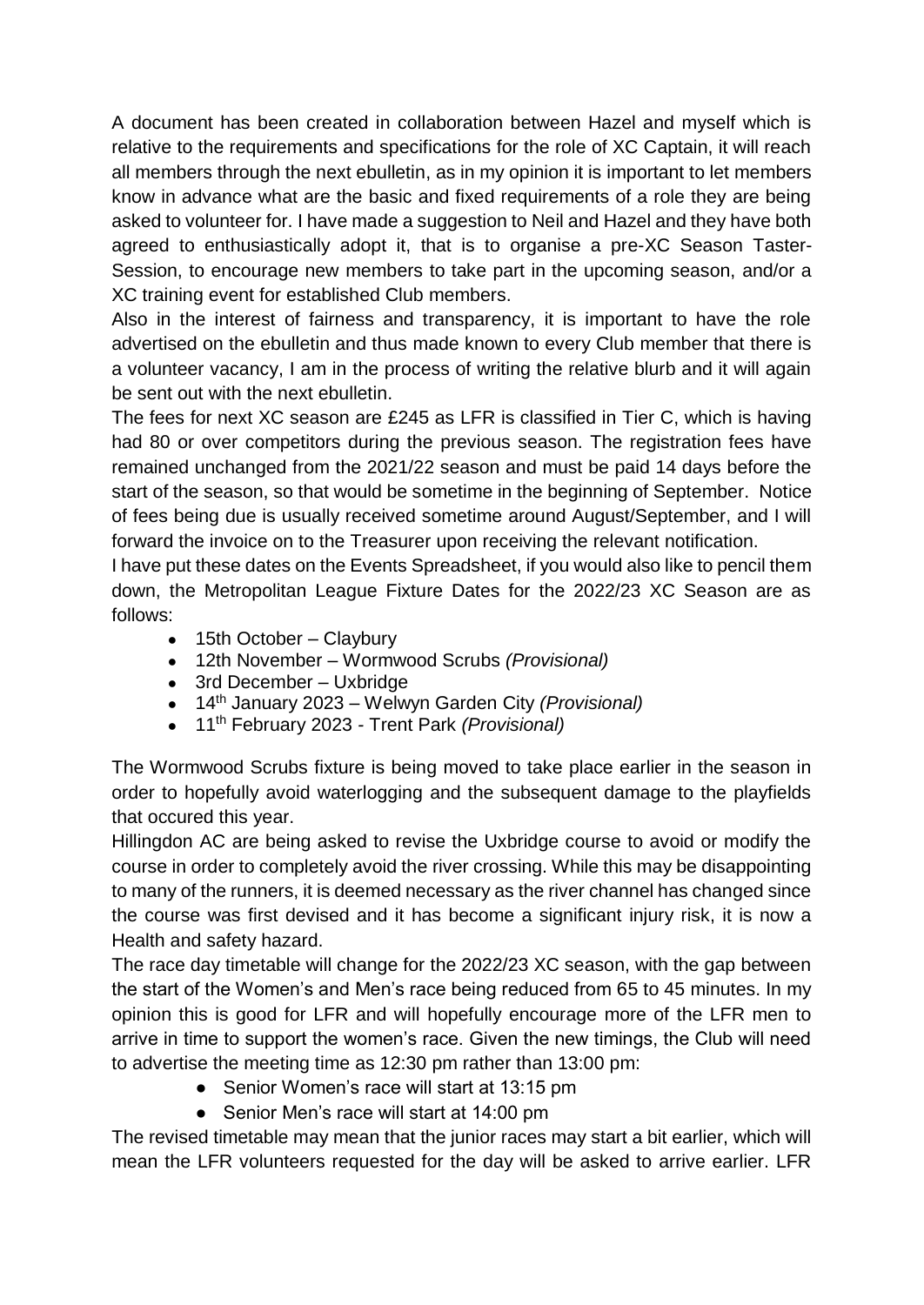A document has been created in collaboration between Hazel and myself which is relative to the requirements and specifications for the role of XC Captain, it will reach all members through the next ebulletin, as in my opinion it is important to let members know in advance what are the basic and fixed requirements of a role they are being asked to volunteer for. I have made a suggestion to Neil and Hazel and they have both agreed to enthusiastically adopt it, that is to organise a pre-XC Season Taster-Session, to encourage new members to take part in the upcoming season, and/or a XC training event for established Club members.

Also in the interest of fairness and transparency, it is important to have the role advertised on the ebulletin and thus made known to every Club member that there is a volunteer vacancy, I am in the process of writing the relative blurb and it will again be sent out with the next ebulletin.

The fees for next XC season are £245 as LFR is classified in Tier C, which is having had 80 or over competitors during the previous season. The registration fees have remained unchanged from the 2021/22 season and must be paid 14 days before the start of the season, so that would be sometime in the beginning of September. Notice of fees being due is usually received sometime around August/September, and I will forward the invoice on to the Treasurer upon receiving the relevant notification.

I have put these dates on the Events Spreadsheet, if you would also like to pencil them down, the Metropolitan League Fixture Dates for the 2022/23 XC Season are as follows:

- 15th October – Claybury
- 12th November – Wormwood Scrubs *(Provisional)*
- 3rd December – Uxbridge
- 14th January 2023 – Welwyn Garden City *(Provisional)*
- 11th February 2023 - Trent Park *(Provisional)*

The Wormwood Scrubs fixture is being moved to take place earlier in the season in order to hopefully avoid waterlogging and the subsequent damage to the playfields that occured this year.

Hillingdon AC are being asked to revise the Uxbridge course to avoid or modify the course in order to completely avoid the river crossing. While this may be disappointing to many of the runners, it is deemed necessary as the river channel has changed since the course was first devised and it has become a significant injury risk, it is now a Health and safety hazard.

The race day timetable will change for the 2022/23 XC season, with the gap between the start of the Women's and Men's race being reduced from 65 to 45 minutes. In my opinion this is good for LFR and will hopefully encourage more of the LFR men to arrive in time to support the women's race. Given the new timings, the Club will need to advertise the meeting time as 12:30 pm rather than 13:00 pm:

- Senior Women's race will start at 13:15 pm
- Senior Men's race will start at 14:00 pm

The revised timetable may mean that the junior races may start a bit earlier, which will mean the LFR volunteers requested for the day will be asked to arrive earlier. LFR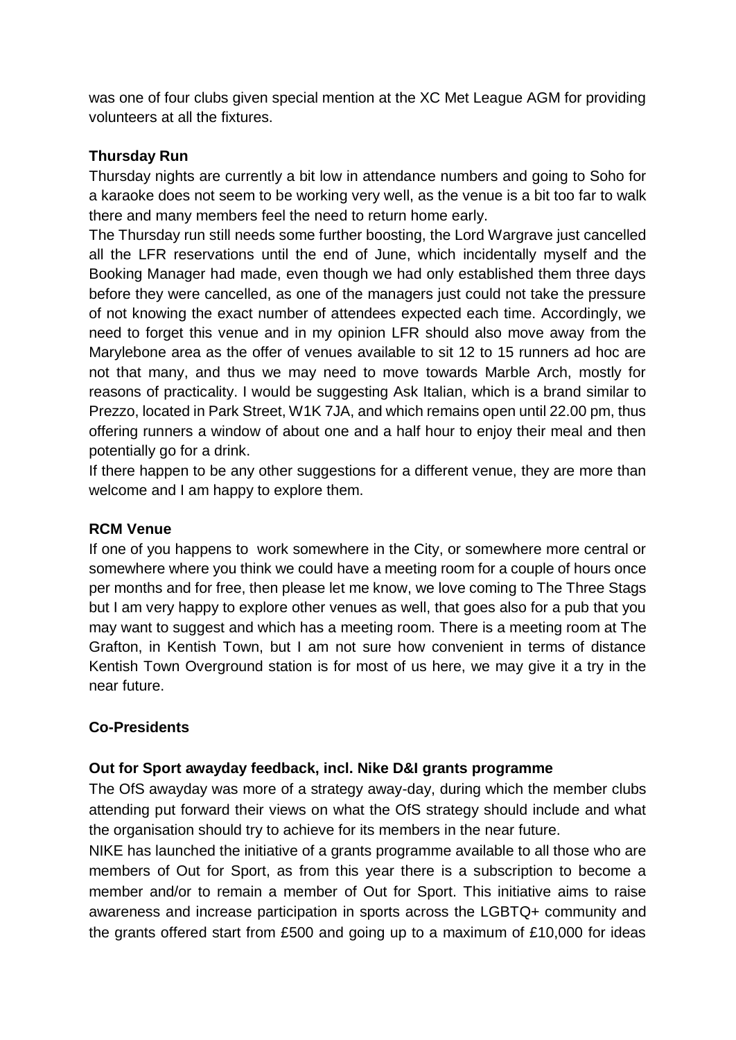was one of four clubs given special mention at the XC Met League AGM for providing volunteers at all the fixtures.

**Thursday Run**

Thursday nights are currently a bit low in attendance numbers and going to Soho for a karaoke does not seem to be working very well, as the venue is a bit too far to walk there and many members feel the need to return home early.

The Thursday run still needs some further boosting, the Lord Wargrave just cancelled all the LFR reservations until the end of June, which incidentally myself and the Booking Manager had made, even though we had only established them three days before they were cancelled, as one of the managers just could not take the pressure of not knowing the exact number of attendees expected each time. Accordingly, we need to forget this venue and in my opinion LFR should also move away from the Marylebone area as the offer of venues available to sit 12 to 15 runners ad hoc are not that many, and thus we may need to move towards Marble Arch, mostly for reasons of practicality. I would be suggesting Ask Italian, which is a brand similar to Prezzo, located in Park Street, W1K 7JA, and which remains open until 22.00 pm, thus offering runners a window of about one and a half hour to enjoy their meal and then potentially go for a drink.

If there happen to be any other suggestions for a different venue, they are more than welcome and I am happy to explore them.

**RCM Venue**

If one of you happens to work somewhere in the City, or somewhere more central or somewhere where you think we could have a meeting room for a couple of hours once per months and for free, then please let me know, we love coming to The Three Stags but I am very happy to explore other venues as well, that goes also for a pub that you may want to suggest and which has a meeting room. There is a meeting room at The Grafton, in Kentish Town, but I am not sure how convenient in terms of distance Kentish Town Overground station is for most of us here, we may give it a try in the near future.

**Co-Presidents**

**Out for Sport awayday feedback, incl. Nike D&I grants programme**

The OfS awayday was more of a strategy away-day, during which the member clubs attending put forward their views on what the OfS strategy should include and what the organisation should try to achieve for its members in the near future.

NIKE has launched the initiative of a grants programme available to all those who are members of Out for Sport, as from this year there is a subscription to become a member and/or to remain a member of Out for Sport. This initiative aims to raise awareness and increase participation in sports across the LGBTQ+ community and the grants offered start from £500 and going up to a maximum of £10,000 for ideas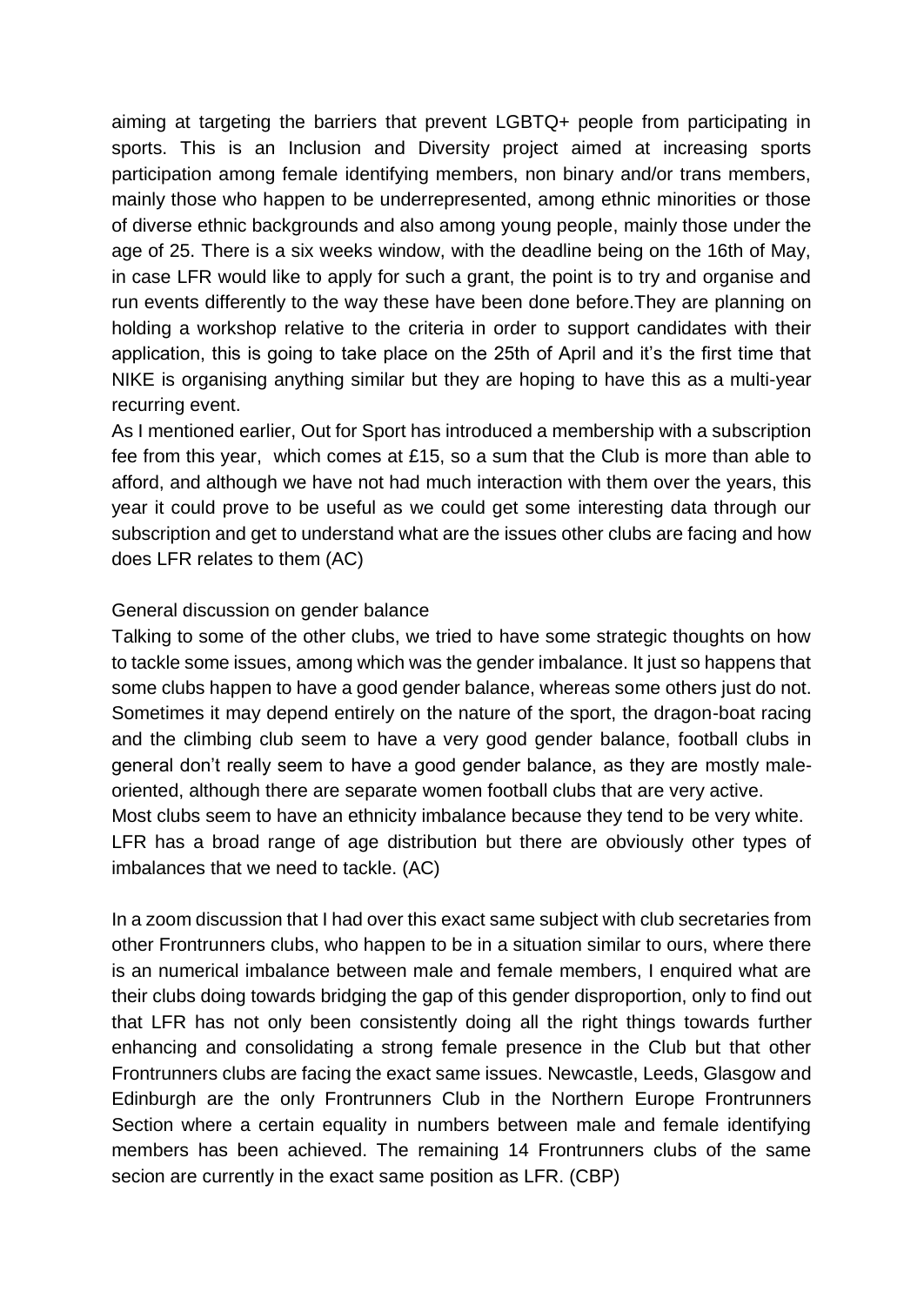aiming at targeting the barriers that prevent LGBTQ+ people from participating in sports. This is an Inclusion and Diversity project aimed at increasing sports participation among female identifying members, non binary and/or trans members, mainly those who happen to be underrepresented, among ethnic minorities or those of diverse ethnic backgrounds and also among young people, mainly those under the age of 25. There is a six weeks window, with the deadline being on the 16th of May, in case LFR would like to apply for such a grant, the point is to try and organise and run events differently to the way these have been done before.They are planning on holding a workshop relative to the criteria in order to support candidates with their application, this is going to take place on the 25th of April and it's the first time that NIKE is organising anything similar but they are hoping to have this as a multi-year recurring event.

As I mentioned earlier, Out for Sport has introduced a membership with a subscription fee from this year, which comes at £15, so a sum that the Club is more than able to afford, and although we have not had much interaction with them over the years, this year it could prove to be useful as we could get some interesting data through our subscription and get to understand what are the issues other clubs are facing and how does LFR relates to them (AC)

General discussion on gender balance

Talking to some of the other clubs, we tried to have some strategic thoughts on how to tackle some issues, among which was the gender imbalance. It just so happens that some clubs happen to have a good gender balance, whereas some others just do not. Sometimes it may depend entirely on the nature of the sport, the dragon-boat racing and the climbing club seem to have a very good gender balance, football clubs in general don't really seem to have a good gender balance, as they are mostly male-oriented, although there are separate women football clubs that are very active.

Most clubs seem to have an ethnicity imbalance because they tend to be very white.

LFR has a broad range of age distribution but there are obviously other types of imbalances that we need to tackle. (AC)

In a zoom discussion that I had over this exact same subject with club secretaries from other Frontrunners clubs, who happen to be in a situation similar to ours, where there is an numerical imbalance between male and female members, I enquired what are their clubs doing towards bridging the gap of this gender disproportion, only to find out that LFR has not only been consistently doing all the right things towards further enhancing and consolidating a strong female presence in the Club but that other Frontrunners clubs are facing the exact same issues. Newcastle, Leeds, Glasgow and Edinburgh are the only Frontrunners Club in the Northern Europe Frontrunners Section where a certain equality in numbers between male and female identifying members has been achieved. The remaining 14 Frontrunners clubs of the same secion are currently in the exact same position as LFR. (CBP)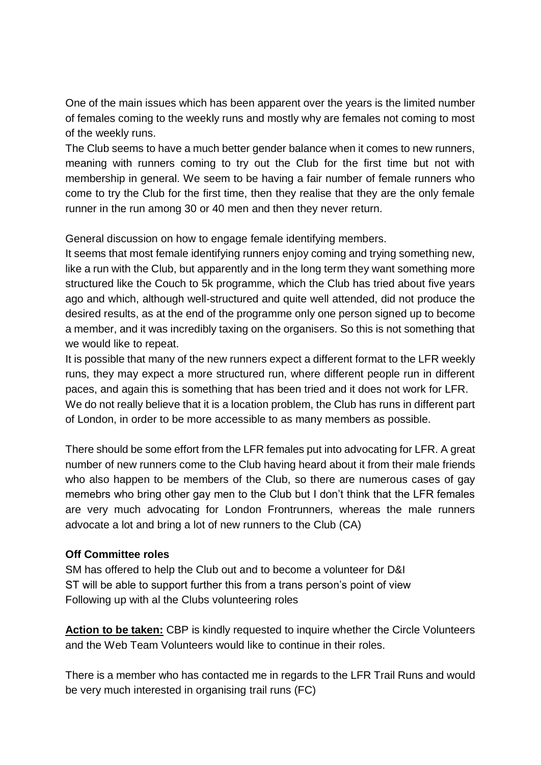One of the main issues which has been apparent over the years is the limited number of females coming to the weekly runs and mostly why are females not coming to most of the weekly runs.

The Club seems to have a much better gender balance when it comes to new runners, meaning with runners coming to try out the Club for the first time but not with membership in general. We seem to be having a fair number of female runners who come to try the Club for the first time, then they realise that they are the only female runner in the run among 30 or 40 men and then they never return.

General discussion on how to engage female identifying members.

It seems that most female identifying runners enjoy coming and trying something new, like a run with the Club, but apparently and in the long term they want something more structured like the Couch to 5k programme, which the Club has tried about five years ago and which, although well-structured and quite well attended, did not produce the desired results, as at the end of the programme only one person signed up to become a member, and it was incredibly taxing on the organisers. So this is not something that we would like to repeat.

It is possible that many of the new runners expect a different format to the LFR weekly runs, they may expect a more structured run, where different people run in different paces, and again this is something that has been tried and it does not work for LFR.

We do not really believe that it is a location problem, the Club has runs in different part of London, in order to be more accessible to as many members as possible.

There should be some effort from the LFR females put into advocating for LFR. A great number of new runners come to the Club having heard about it from their male friends who also happen to be members of the Club, so there are numerous cases of gay memebrs who bring other gay men to the Club but I don't think that the LFR females are very much advocating for London Frontrunners, whereas the male runners advocate a lot and bring a lot of new runners to the Club (CA)

**Off Committee roles**

SM has offered to help the Club out and to become a volunteer for D&I
ST will be able to support further this from a trans person's point of view
Following up with al the Clubs volunteering roles

**Action to be taken:** CBP is kindly requested to inquire whether the Circle Volunteers and the Web Team Volunteers would like to continue in their roles.

There is a member who has contacted me in regards to the LFR Trail Runs and would be very much interested in organising trail runs (FC)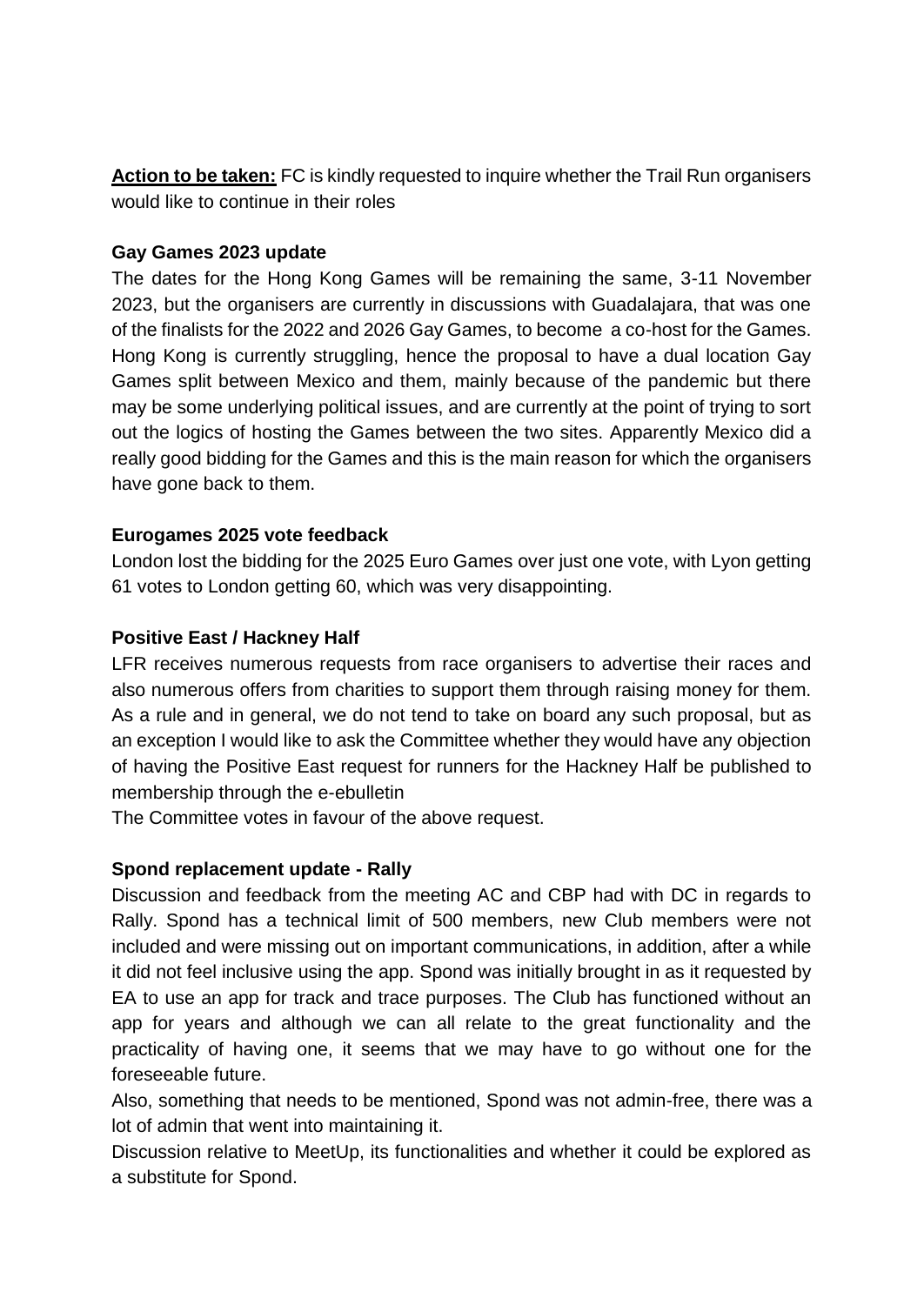**Action to be taken:** FC is kindly requested to inquire whether the Trail Run organisers would like to continue in their roles

**Gay Games 2023 update**

The dates for the Hong Kong Games will be remaining the same, 3-11 November 2023, but the organisers are currently in discussions with Guadalajara, that was one of the finalists for the 2022 and 2026 Gay Games, to become a co-host for the Games. Hong Kong is currently struggling, hence the proposal to have a dual location Gay Games split between Mexico and them, mainly because of the pandemic but there may be some underlying political issues, and are currently at the point of trying to sort out the logics of hosting the Games between the two sites. Apparently Mexico did a really good bidding for the Games and this is the main reason for which the organisers have gone back to them.

**Eurogames 2025 vote feedback**

London lost the bidding for the 2025 Euro Games over just one vote, with Lyon getting 61 votes to London getting 60, which was very disappointing.

**Positive East / Hackney Half**

LFR receives numerous requests from race organisers to advertise their races and also numerous offers from charities to support them through raising money for them. As a rule and in general, we do not tend to take on board any such proposal, but as an exception I would like to ask the Committee whether they would have any objection of having the Positive East request for runners for the Hackney Half be published to membership through the e-ebulletin

The Committee votes in favour of the above request.

**Spond replacement update - Rally**

Discussion and feedback from the meeting AC and CBP had with DC in regards to Rally. Spond has a technical limit of 500 members, new Club members were not included and were missing out on important communications, in addition, after a while it did not feel inclusive using the app. Spond was initially brought in as it requested by EA to use an app for track and trace purposes. The Club has functioned without an app for years and although we can all relate to the great functionality and the practicality of having one, it seems that we may have to go without one for the foreseeable future.

Also, something that needs to be mentioned, Spond was not admin-free, there was a lot of admin that went into maintaining it.

Discussion relative to MeetUp, its functionalities and whether it could be explored as a substitute for Spond.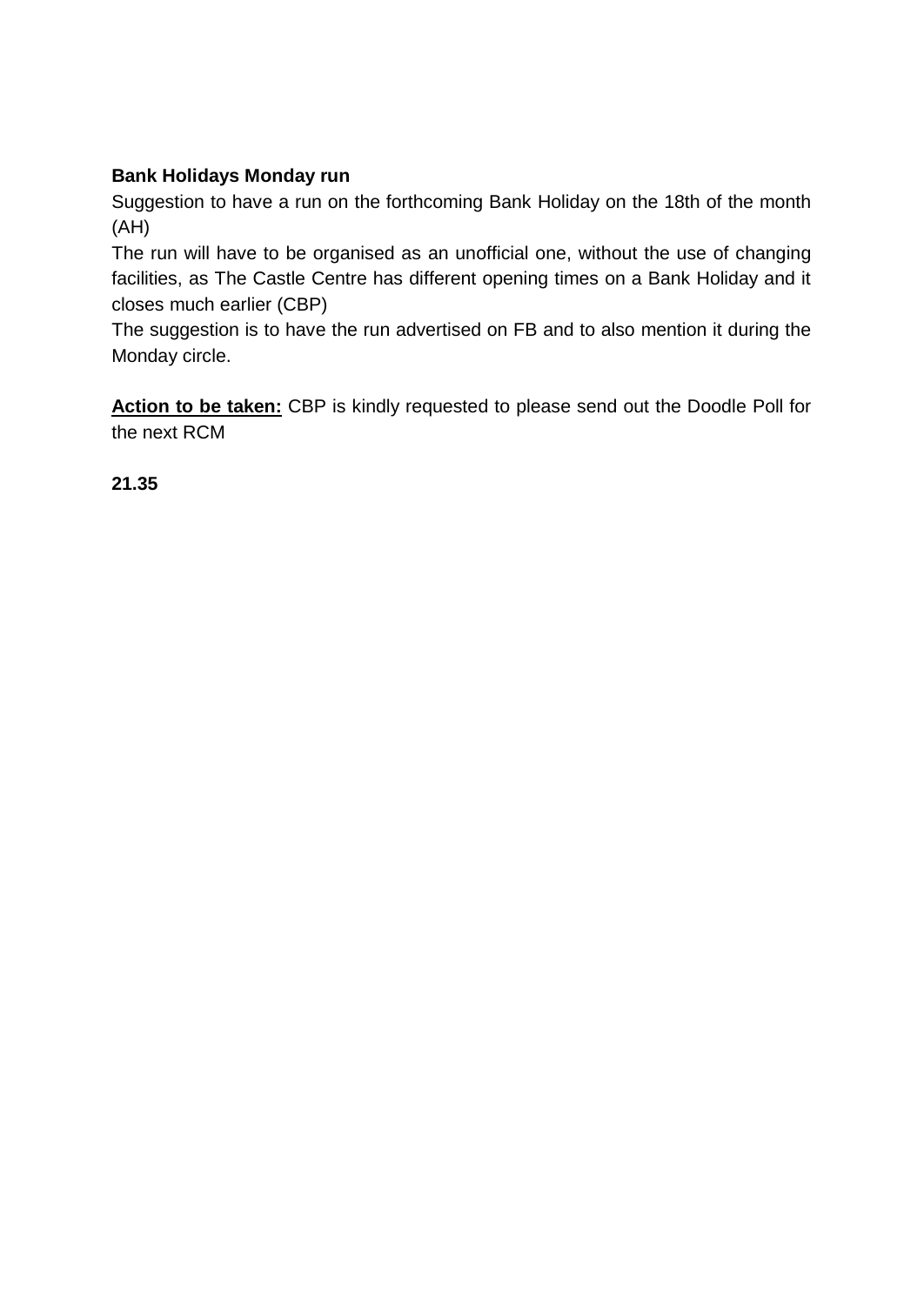**Bank Holidays Monday run**

Suggestion to have a run on the forthcoming Bank Holiday on the 18th of the month (AH)

The run will have to be organised as an unofficial one, without the use of changing facilities, as The Castle Centre has different opening times on a Bank Holiday and it closes much earlier (CBP)

The suggestion is to have the run advertised on FB and to also mention it during the Monday circle.

**Action to be taken:** CBP is kindly requested to please send out the Doodle Poll for the next RCM

**21.35**